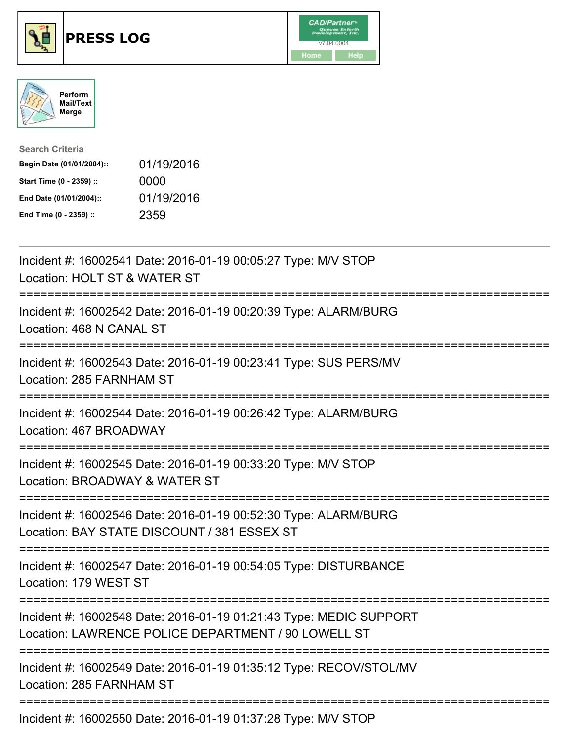# PRESS LOG

CAD/Partner™ Queues Enforth Development, Inc. v7.04.0004

Home | Help

Perform Mail/Text Merge

**Search Criteria**

| | |
|---|---|
| **Begin Date (01/01/2004)::** | 01/19/2016 |
| **Start Time (0 - 2359) ::** | 0000 |
| **End Date (01/01/2004)::** | 01/19/2016 |
| **End Time (0 - 2359) ::** | 2359 |

---

Incident #: 16002541 Date: 2016-01-19 00:05:27 Type: M/V STOP
Location: HOLT ST & WATER ST

===========================================================================

Incident #: 16002542 Date: 2016-01-19 00:20:39 Type: ALARM/BURG
Location: 468 N CANAL ST

===========================================================================

Incident #: 16002543 Date: 2016-01-19 00:23:41 Type: SUS PERS/MV
Location: 285 FARNHAM ST

===========================================================================

Incident #: 16002544 Date: 2016-01-19 00:26:42 Type: ALARM/BURG
Location: 467 BROADWAY

===========================================================================

Incident #: 16002545 Date: 2016-01-19 00:33:20 Type: M/V STOP
Location: BROADWAY & WATER ST

===========================================================================

Incident #: 16002546 Date: 2016-01-19 00:52:30 Type: ALARM/BURG
Location: BAY STATE DISCOUNT / 381 ESSEX ST

===========================================================================

Incident #: 16002547 Date: 2016-01-19 00:54:05 Type: DISTURBANCE
Location: 179 WEST ST

===========================================================================

Incident #: 16002548 Date: 2016-01-19 01:21:43 Type: MEDIC SUPPORT
Location: LAWRENCE POLICE DEPARTMENT / 90 LOWELL ST

===========================================================================

Incident #: 16002549 Date: 2016-01-19 01:35:12 Type: RECOV/STOL/MV
Location: 285 FARNHAM ST

===========================================================================

Incident #: 16002550 Date: 2016-01-19 01:37:28 Type: M/V STOP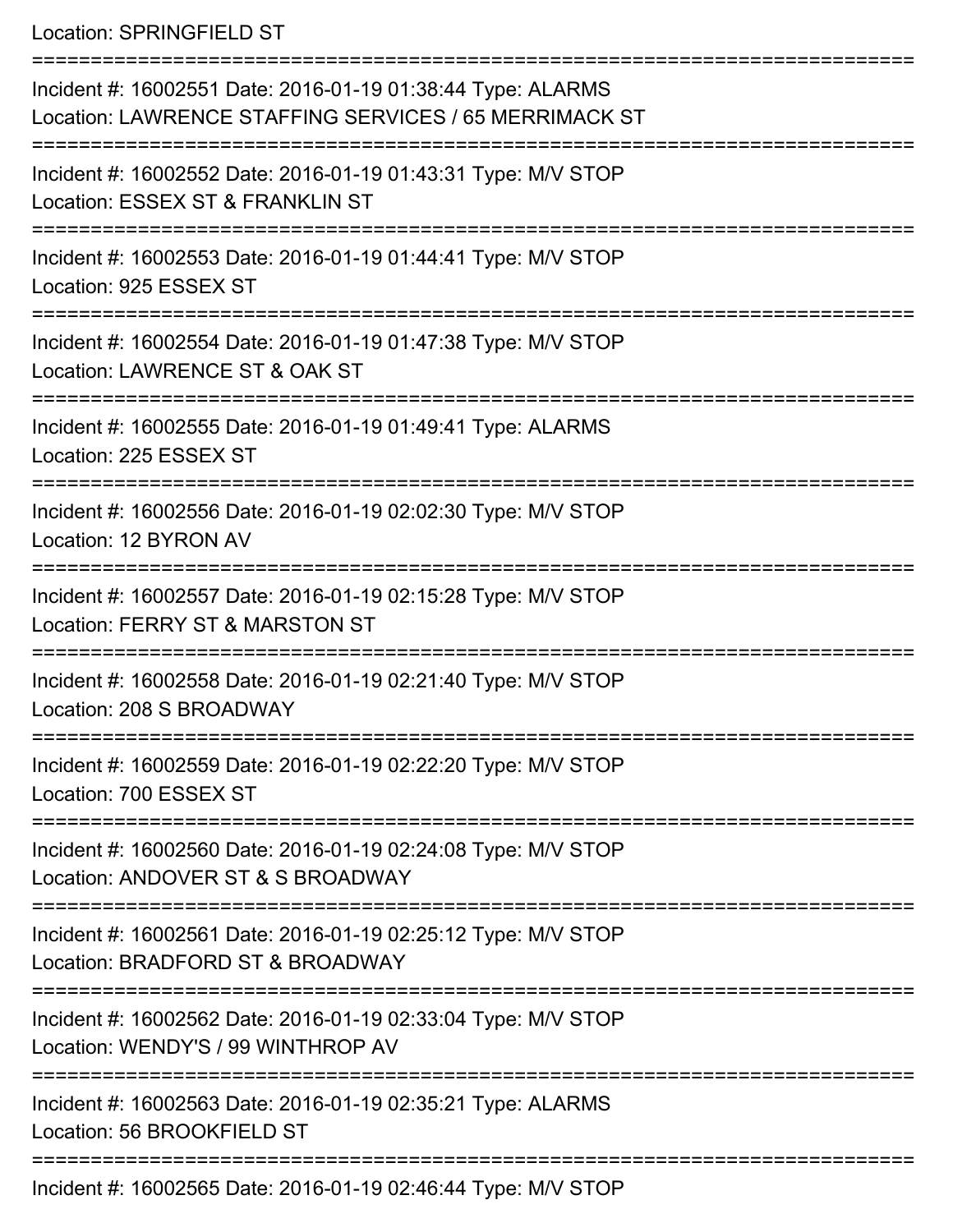Location: SPRINGFIELD ST

===========================================================================

Incident #: 16002551 Date: 2016-01-19 01:38:44 Type: ALARMS
Location: LAWRENCE STAFFING SERVICES / 65 MERRIMACK ST

===========================================================================

Incident #: 16002552 Date: 2016-01-19 01:43:31 Type: M/V STOP
Location: ESSEX ST & FRANKLIN ST

===========================================================================

Incident #: 16002553 Date: 2016-01-19 01:44:41 Type: M/V STOP
Location: 925 ESSEX ST

===========================================================================

Incident #: 16002554 Date: 2016-01-19 01:47:38 Type: M/V STOP
Location: LAWRENCE ST & OAK ST

===========================================================================

Incident #: 16002555 Date: 2016-01-19 01:49:41 Type: ALARMS
Location: 225 ESSEX ST

===========================================================================

Incident #: 16002556 Date: 2016-01-19 02:02:30 Type: M/V STOP
Location: 12 BYRON AV

===========================================================================

Incident #: 16002557 Date: 2016-01-19 02:15:28 Type: M/V STOP
Location: FERRY ST & MARSTON ST

===========================================================================

Incident #: 16002558 Date: 2016-01-19 02:21:40 Type: M/V STOP
Location: 208 S BROADWAY

===========================================================================

Incident #: 16002559 Date: 2016-01-19 02:22:20 Type: M/V STOP
Location: 700 ESSEX ST

===========================================================================

Incident #: 16002560 Date: 2016-01-19 02:24:08 Type: M/V STOP
Location: ANDOVER ST & S BROADWAY

===========================================================================

Incident #: 16002561 Date: 2016-01-19 02:25:12 Type: M/V STOP
Location: BRADFORD ST & BROADWAY

===========================================================================

Incident #: 16002562 Date: 2016-01-19 02:33:04 Type: M/V STOP
Location: WENDY'S / 99 WINTHROP AV

===========================================================================

Incident #: 16002563 Date: 2016-01-19 02:35:21 Type: ALARMS
Location: 56 BROOKFIELD ST

===========================================================================

Incident #: 16002565 Date: 2016-01-19 02:46:44 Type: M/V STOP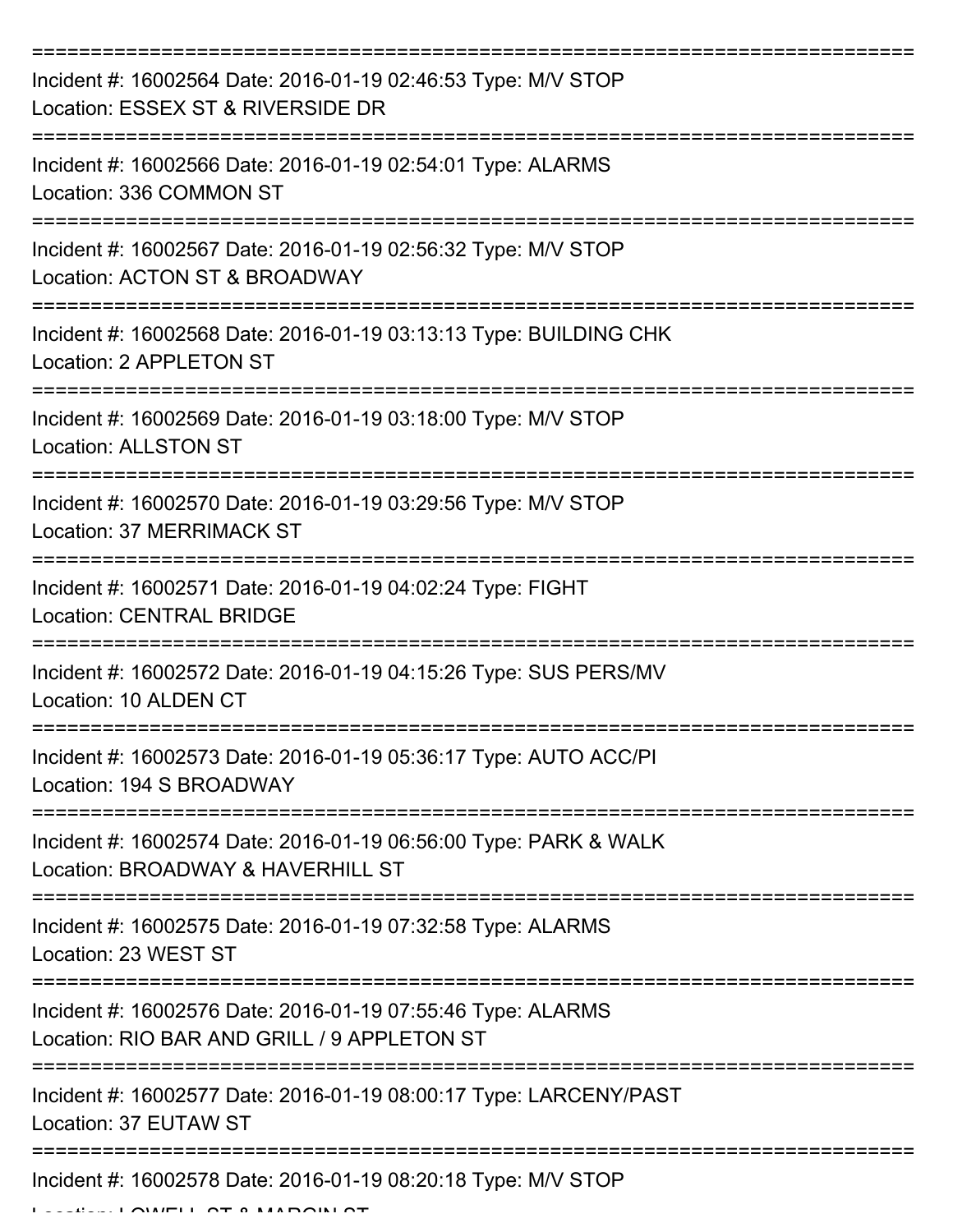===========================================================================
Incident #: 16002564 Date: 2016-01-19 02:46:53 Type: M/V STOP
Location: ESSEX ST & RIVERSIDE DR
===========================================================================
Incident #: 16002566 Date: 2016-01-19 02:54:01 Type: ALARMS
Location: 336 COMMON ST
===========================================================================
Incident #: 16002567 Date: 2016-01-19 02:56:32 Type: M/V STOP
Location: ACTON ST & BROADWAY
===========================================================================
Incident #: 16002568 Date: 2016-01-19 03:13:13 Type: BUILDING CHK
Location: 2 APPLETON ST
===========================================================================
Incident #: 16002569 Date: 2016-01-19 03:18:00 Type: M/V STOP
Location: ALLSTON ST
===========================================================================
Incident #: 16002570 Date: 2016-01-19 03:29:56 Type: M/V STOP
Location: 37 MERRIMACK ST
===========================================================================
Incident #: 16002571 Date: 2016-01-19 04:02:24 Type: FIGHT
Location: CENTRAL BRIDGE
===========================================================================
Incident #: 16002572 Date: 2016-01-19 04:15:26 Type: SUS PERS/MV
Location: 10 ALDEN CT
===========================================================================
Incident #: 16002573 Date: 2016-01-19 05:36:17 Type: AUTO ACC/PI
Location: 194 S BROADWAY
===========================================================================
Incident #: 16002574 Date: 2016-01-19 06:56:00 Type: PARK & WALK
Location: BROADWAY & HAVERHILL ST
===========================================================================
Incident #: 16002575 Date: 2016-01-19 07:32:58 Type: ALARMS
Location: 23 WEST ST
===========================================================================
Incident #: 16002576 Date: 2016-01-19 07:55:46 Type: ALARMS
Location: RIO BAR AND GRILL / 9 APPLETON ST
===========================================================================
Incident #: 16002577 Date: 2016-01-19 08:00:17 Type: LARCENY/PAST
Location: 37 EUTAW ST
===========================================================================
Incident #: 16002578 Date: 2016-01-19 08:20:18 Type: M/V STOP
Location: LOWELL ST & MARGIN ST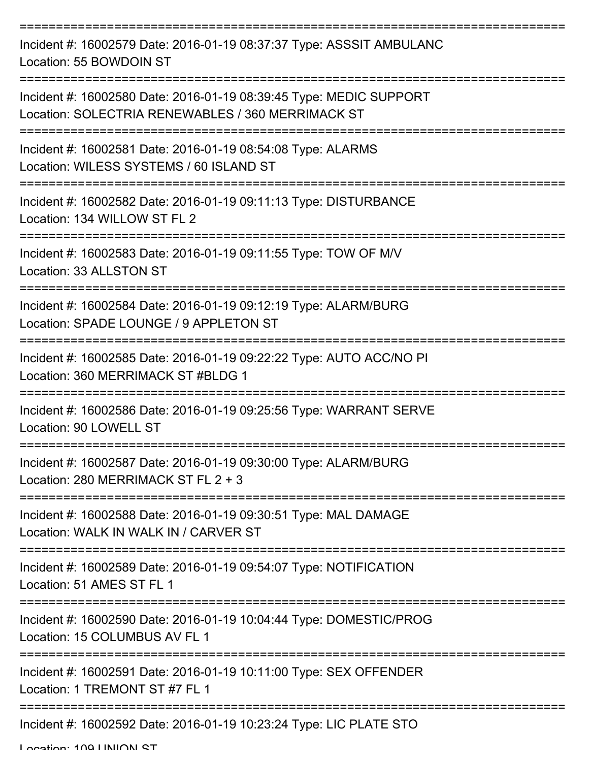===========================================================================

Incident #: 16002579 Date: 2016-01-19 08:37:37 Type: ASSSIT AMBULANC
Location: 55 BOWDOIN ST

===========================================================================

Incident #: 16002580 Date: 2016-01-19 08:39:45 Type: MEDIC SUPPORT
Location: SOLECTRIA RENEWABLES / 360 MERRIMACK ST

===========================================================================

Incident #: 16002581 Date: 2016-01-19 08:54:08 Type: ALARMS
Location: WILESS SYSTEMS / 60 ISLAND ST

===========================================================================

Incident #: 16002582 Date: 2016-01-19 09:11:13 Type: DISTURBANCE
Location: 134 WILLOW ST FL 2

===========================================================================

Incident #: 16002583 Date: 2016-01-19 09:11:55 Type: TOW OF M/V
Location: 33 ALLSTON ST

===========================================================================

Incident #: 16002584 Date: 2016-01-19 09:12:19 Type: ALARM/BURG
Location: SPADE LOUNGE / 9 APPLETON ST

===========================================================================

Incident #: 16002585 Date: 2016-01-19 09:22:22 Type: AUTO ACC/NO PI
Location: 360 MERRIMACK ST #BLDG 1

===========================================================================

Incident #: 16002586 Date: 2016-01-19 09:25:56 Type: WARRANT SERVE
Location: 90 LOWELL ST

===========================================================================

Incident #: 16002587 Date: 2016-01-19 09:30:00 Type: ALARM/BURG
Location: 280 MERRIMACK ST FL 2 + 3

===========================================================================

Incident #: 16002588 Date: 2016-01-19 09:30:51 Type: MAL DAMAGE
Location: WALK IN WALK IN / CARVER ST

===========================================================================

Incident #: 16002589 Date: 2016-01-19 09:54:07 Type: NOTIFICATION
Location: 51 AMES ST FL 1

===========================================================================

Incident #: 16002590 Date: 2016-01-19 10:04:44 Type: DOMESTIC/PROG
Location: 15 COLUMBUS AV FL 1

===========================================================================

Incident #: 16002591 Date: 2016-01-19 10:11:00 Type: SEX OFFENDER
Location: 1 TREMONT ST #7 FL 1

===========================================================================

Incident #: 16002592 Date: 2016-01-19 10:23:24 Type: LIC PLATE STO
Location: 109 UNION ST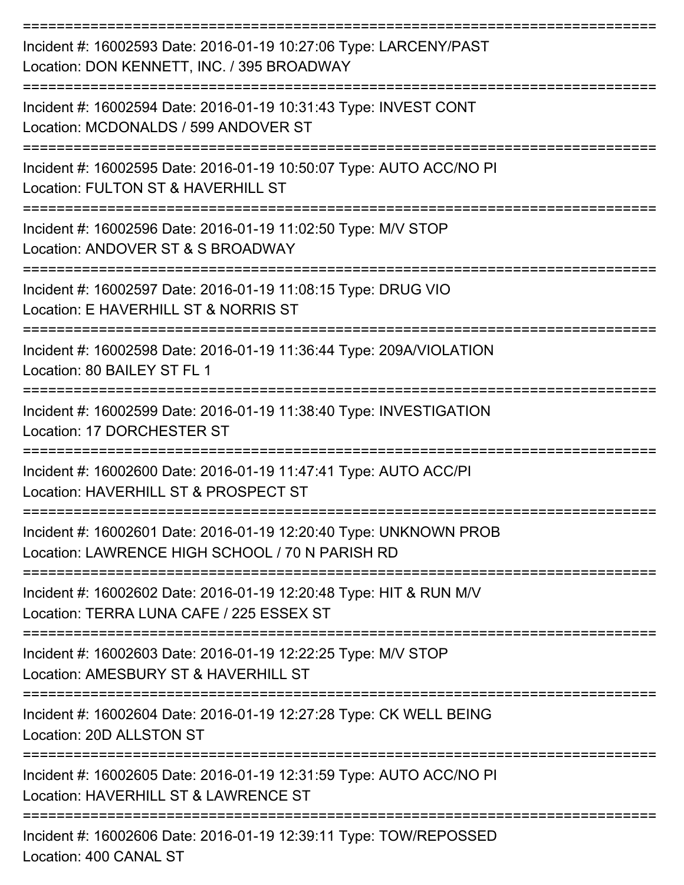===========================================================================
Incident #: 16002593 Date: 2016-01-19 10:27:06 Type: LARCENY/PAST
Location: DON KENNETT, INC. / 395 BROADWAY
===========================================================================
Incident #: 16002594 Date: 2016-01-19 10:31:43 Type: INVEST CONT
Location: MCDONALDS / 599 ANDOVER ST
===========================================================================
Incident #: 16002595 Date: 2016-01-19 10:50:07 Type: AUTO ACC/NO PI
Location: FULTON ST & HAVERHILL ST
===========================================================================
Incident #: 16002596 Date: 2016-01-19 11:02:50 Type: M/V STOP
Location: ANDOVER ST & S BROADWAY
===========================================================================
Incident #: 16002597 Date: 2016-01-19 11:08:15 Type: DRUG VIO
Location: E HAVERHILL ST & NORRIS ST
===========================================================================
Incident #: 16002598 Date: 2016-01-19 11:36:44 Type: 209A/VIOLATION
Location: 80 BAILEY ST FL 1
===========================================================================
Incident #: 16002599 Date: 2016-01-19 11:38:40 Type: INVESTIGATION
Location: 17 DORCHESTER ST
===========================================================================
Incident #: 16002600 Date: 2016-01-19 11:47:41 Type: AUTO ACC/PI
Location: HAVERHILL ST & PROSPECT ST
===========================================================================
Incident #: 16002601 Date: 2016-01-19 12:20:40 Type: UNKNOWN PROB
Location: LAWRENCE HIGH SCHOOL / 70 N PARISH RD
===========================================================================
Incident #: 16002602 Date: 2016-01-19 12:20:48 Type: HIT & RUN M/V
Location: TERRA LUNA CAFE / 225 ESSEX ST
===========================================================================
Incident #: 16002603 Date: 2016-01-19 12:22:25 Type: M/V STOP
Location: AMESBURY ST & HAVERHILL ST
===========================================================================
Incident #: 16002604 Date: 2016-01-19 12:27:28 Type: CK WELL BEING
Location: 20D ALLSTON ST
===========================================================================
Incident #: 16002605 Date: 2016-01-19 12:31:59 Type: AUTO ACC/NO PI
Location: HAVERHILL ST & LAWRENCE ST
===========================================================================
Incident #: 16002606 Date: 2016-01-19 12:39:11 Type: TOW/REPOSSED
Location: 400 CANAL ST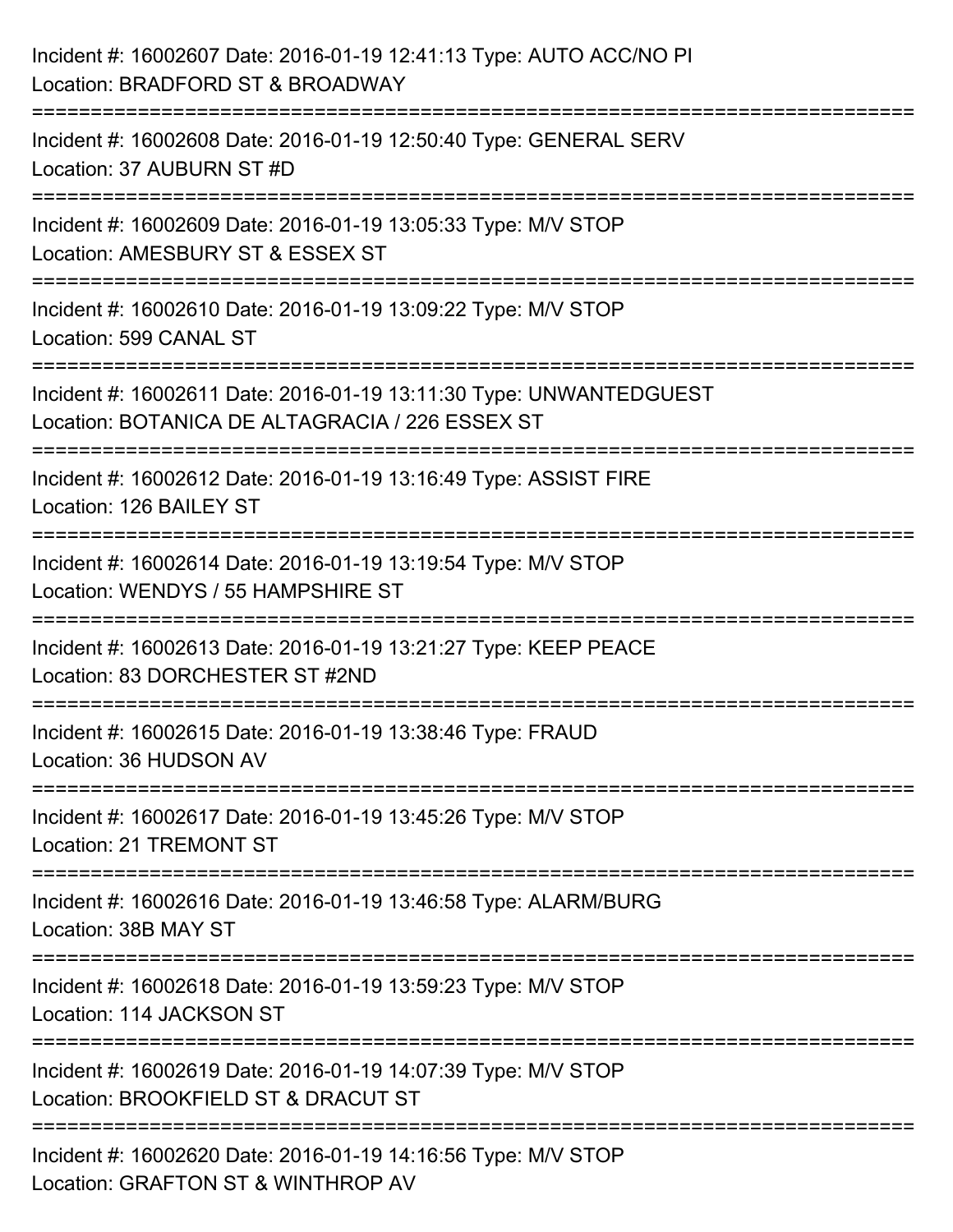Incident #: 16002607 Date: 2016-01-19 12:41:13 Type: AUTO ACC/NO PI
Location: BRADFORD ST & BROADWAY

===========================================================================

Incident #: 16002608 Date: 2016-01-19 12:50:40 Type: GENERAL SERV
Location: 37 AUBURN ST #D

===========================================================================

Incident #: 16002609 Date: 2016-01-19 13:05:33 Type: M/V STOP
Location: AMESBURY ST & ESSEX ST

===========================================================================

Incident #: 16002610 Date: 2016-01-19 13:09:22 Type: M/V STOP
Location: 599 CANAL ST

===========================================================================

Incident #: 16002611 Date: 2016-01-19 13:11:30 Type: UNWANTEDGUEST
Location: BOTANICA DE ALTAGRACIA / 226 ESSEX ST

===========================================================================

Incident #: 16002612 Date: 2016-01-19 13:16:49 Type: ASSIST FIRE
Location: 126 BAILEY ST

===========================================================================

Incident #: 16002614 Date: 2016-01-19 13:19:54 Type: M/V STOP
Location: WENDYS / 55 HAMPSHIRE ST

===========================================================================

Incident #: 16002613 Date: 2016-01-19 13:21:27 Type: KEEP PEACE
Location: 83 DORCHESTER ST #2ND

===========================================================================

Incident #: 16002615 Date: 2016-01-19 13:38:46 Type: FRAUD
Location: 36 HUDSON AV

===========================================================================

Incident #: 16002617 Date: 2016-01-19 13:45:26 Type: M/V STOP
Location: 21 TREMONT ST

===========================================================================

Incident #: 16002616 Date: 2016-01-19 13:46:58 Type: ALARM/BURG
Location: 38B MAY ST

===========================================================================

Incident #: 16002618 Date: 2016-01-19 13:59:23 Type: M/V STOP
Location: 114 JACKSON ST

===========================================================================

Incident #: 16002619 Date: 2016-01-19 14:07:39 Type: M/V STOP
Location: BROOKFIELD ST & DRACUT ST

===========================================================================

Incident #: 16002620 Date: 2016-01-19 14:16:56 Type: M/V STOP
Location: GRAFTON ST & WINTHROP AV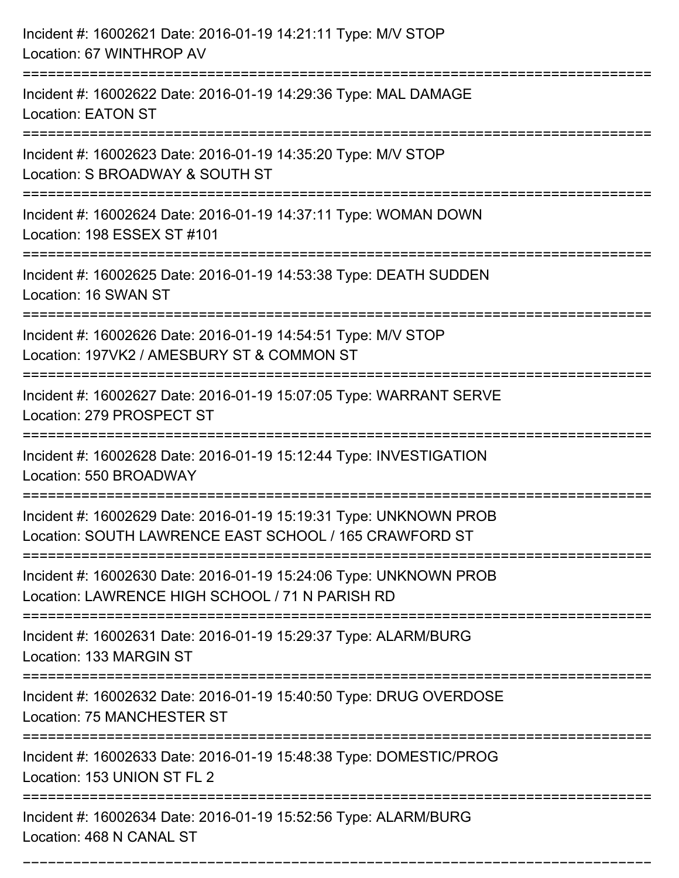Incident #: 16002621 Date: 2016-01-19 14:21:11 Type: M/V STOP
Location: 67 WINTHROP AV

===========================================================================

Incident #: 16002622 Date: 2016-01-19 14:29:36 Type: MAL DAMAGE
Location: EATON ST

===========================================================================

Incident #: 16002623 Date: 2016-01-19 14:35:20 Type: M/V STOP
Location: S BROADWAY & SOUTH ST

===========================================================================

Incident #: 16002624 Date: 2016-01-19 14:37:11 Type: WOMAN DOWN
Location: 198 ESSEX ST #101

===========================================================================

Incident #: 16002625 Date: 2016-01-19 14:53:38 Type: DEATH SUDDEN
Location: 16 SWAN ST

===========================================================================

Incident #: 16002626 Date: 2016-01-19 14:54:51 Type: M/V STOP
Location: 197VK2 / AMESBURY ST & COMMON ST

===========================================================================

Incident #: 16002627 Date: 2016-01-19 15:07:05 Type: WARRANT SERVE
Location: 279 PROSPECT ST

===========================================================================

Incident #: 16002628 Date: 2016-01-19 15:12:44 Type: INVESTIGATION
Location: 550 BROADWAY

===========================================================================

Incident #: 16002629 Date: 2016-01-19 15:19:31 Type: UNKNOWN PROB
Location: SOUTH LAWRENCE EAST SCHOOL / 165 CRAWFORD ST

===========================================================================

Incident #: 16002630 Date: 2016-01-19 15:24:06 Type: UNKNOWN PROB
Location: LAWRENCE HIGH SCHOOL / 71 N PARISH RD

===========================================================================

Incident #: 16002631 Date: 2016-01-19 15:29:37 Type: ALARM/BURG
Location: 133 MARGIN ST

===========================================================================

Incident #: 16002632 Date: 2016-01-19 15:40:50 Type: DRUG OVERDOSE
Location: 75 MANCHESTER ST

===========================================================================

Incident #: 16002633 Date: 2016-01-19 15:48:38 Type: DOMESTIC/PROG
Location: 153 UNION ST FL 2

===========================================================================

Incident #: 16002634 Date: 2016-01-19 15:52:56 Type: ALARM/BURG
Location: 468 N CANAL ST

===========================================================================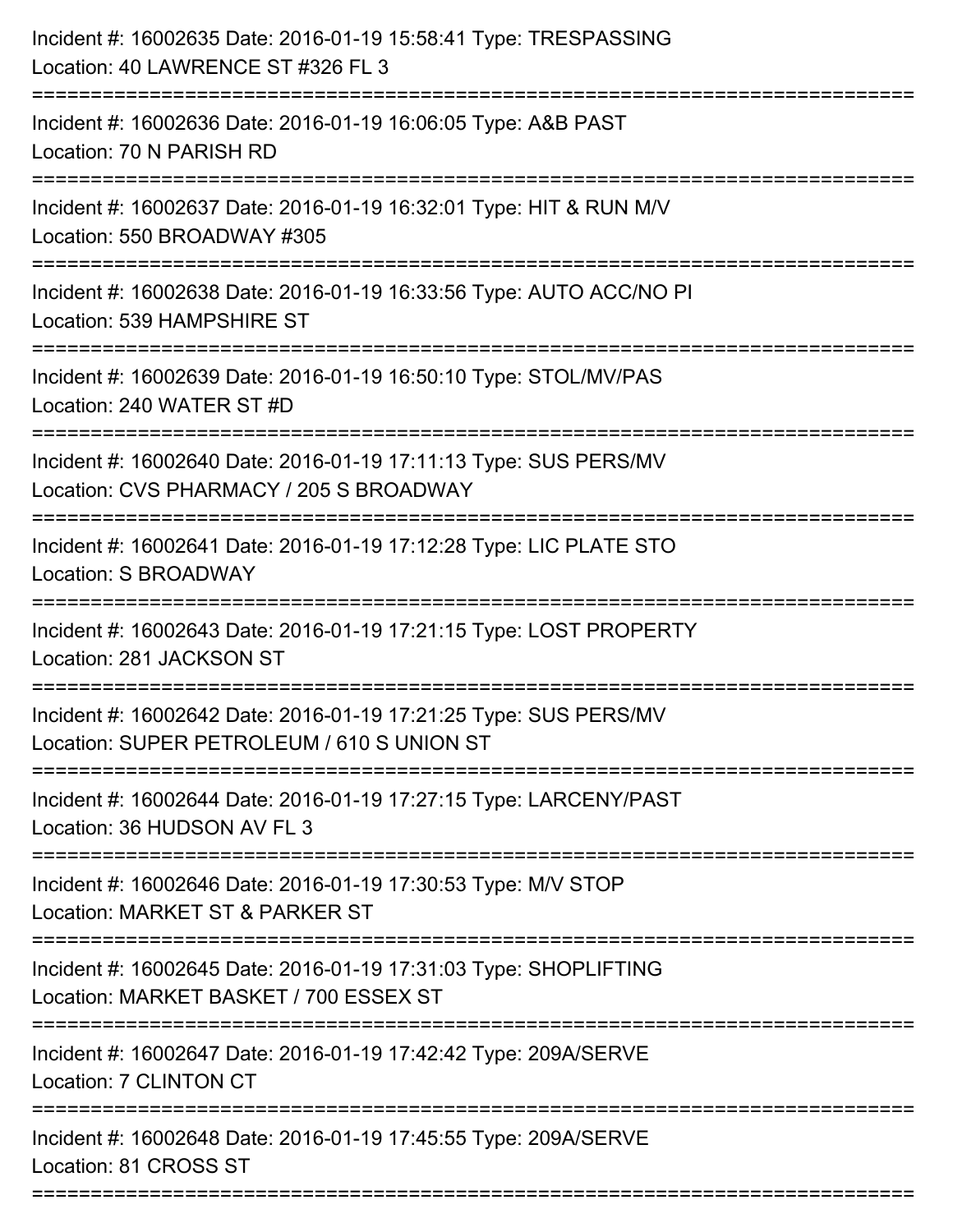Incident #: 16002635 Date: 2016-01-19 15:58:41 Type: TRESPASSING
Location: 40 LAWRENCE ST #326 FL 3

===========================================================================

Incident #: 16002636 Date: 2016-01-19 16:06:05 Type: A&B PAST
Location: 70 N PARISH RD

===========================================================================

Incident #: 16002637 Date: 2016-01-19 16:32:01 Type: HIT & RUN M/V
Location: 550 BROADWAY #305

===========================================================================

Incident #: 16002638 Date: 2016-01-19 16:33:56 Type: AUTO ACC/NO PI
Location: 539 HAMPSHIRE ST

===========================================================================

Incident #: 16002639 Date: 2016-01-19 16:50:10 Type: STOL/MV/PAS
Location: 240 WATER ST #D

===========================================================================

Incident #: 16002640 Date: 2016-01-19 17:11:13 Type: SUS PERS/MV
Location: CVS PHARMACY / 205 S BROADWAY

===========================================================================

Incident #: 16002641 Date: 2016-01-19 17:12:28 Type: LIC PLATE STO
Location: S BROADWAY

===========================================================================

Incident #: 16002643 Date: 2016-01-19 17:21:15 Type: LOST PROPERTY
Location: 281 JACKSON ST

===========================================================================

Incident #: 16002642 Date: 2016-01-19 17:21:25 Type: SUS PERS/MV
Location: SUPER PETROLEUM / 610 S UNION ST

===========================================================================

Incident #: 16002644 Date: 2016-01-19 17:27:15 Type: LARCENY/PAST
Location: 36 HUDSON AV FL 3

===========================================================================

Incident #: 16002646 Date: 2016-01-19 17:30:53 Type: M/V STOP
Location: MARKET ST & PARKER ST

===========================================================================

Incident #: 16002645 Date: 2016-01-19 17:31:03 Type: SHOPLIFTING
Location: MARKET BASKET / 700 ESSEX ST

===========================================================================

Incident #: 16002647 Date: 2016-01-19 17:42:42 Type: 209A/SERVE
Location: 7 CLINTON CT

===========================================================================

Incident #: 16002648 Date: 2016-01-19 17:45:55 Type: 209A/SERVE
Location: 81 CROSS ST

===========================================================================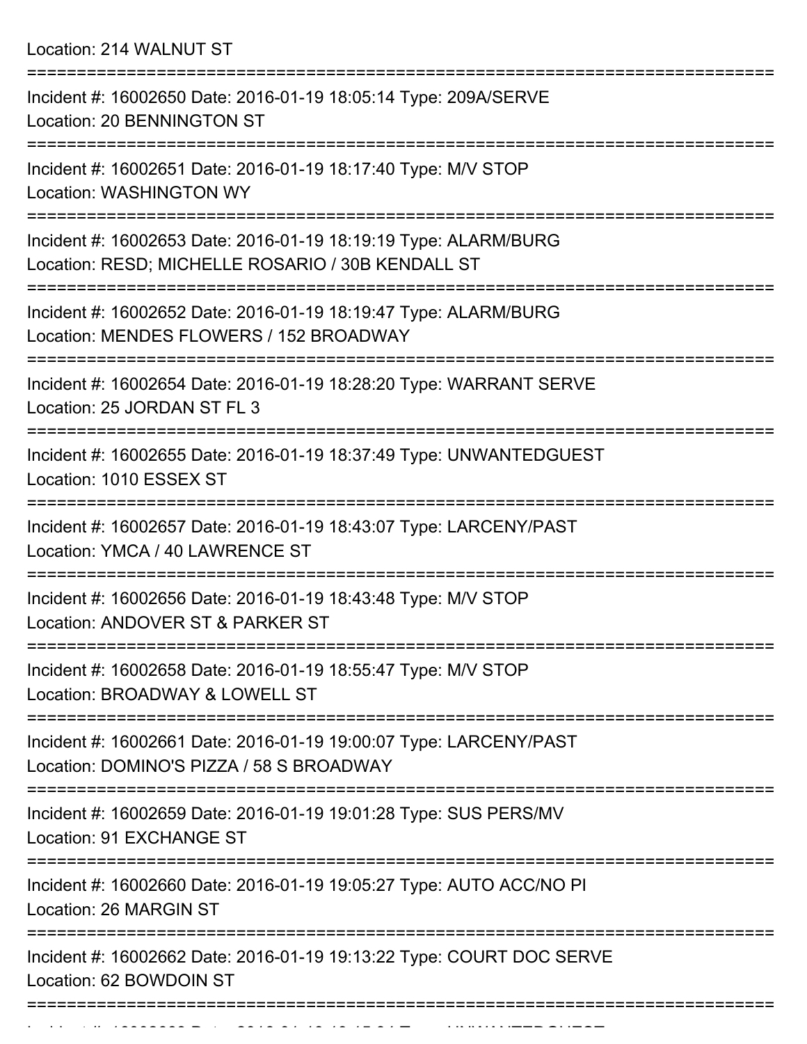Location: 214 WALNUT ST

===========================================================================

Incident #: 16002650 Date: 2016-01-19 18:05:14 Type: 209A/SERVE
Location: 20 BENNINGTON ST

===========================================================================

Incident #: 16002651 Date: 2016-01-19 18:17:40 Type: M/V STOP
Location: WASHINGTON WY

===========================================================================

Incident #: 16002653 Date: 2016-01-19 18:19:19 Type: ALARM/BURG
Location: RESD; MICHELLE ROSARIO / 30B KENDALL ST

===========================================================================

Incident #: 16002652 Date: 2016-01-19 18:19:47 Type: ALARM/BURG
Location: MENDES FLOWERS / 152 BROADWAY

===========================================================================

Incident #: 16002654 Date: 2016-01-19 18:28:20 Type: WARRANT SERVE
Location: 25 JORDAN ST FL 3

===========================================================================

Incident #: 16002655 Date: 2016-01-19 18:37:49 Type: UNWANTEDGUEST
Location: 1010 ESSEX ST

===========================================================================

Incident #: 16002657 Date: 2016-01-19 18:43:07 Type: LARCENY/PAST
Location: YMCA / 40 LAWRENCE ST

===========================================================================

Incident #: 16002656 Date: 2016-01-19 18:43:48 Type: M/V STOP
Location: ANDOVER ST & PARKER ST

===========================================================================

Incident #: 16002658 Date: 2016-01-19 18:55:47 Type: M/V STOP
Location: BROADWAY & LOWELL ST

===========================================================================

Incident #: 16002661 Date: 2016-01-19 19:00:07 Type: LARCENY/PAST
Location: DOMINO'S PIZZA / 58 S BROADWAY

===========================================================================

Incident #: 16002659 Date: 2016-01-19 19:01:28 Type: SUS PERS/MV
Location: 91 EXCHANGE ST

===========================================================================

Incident #: 16002660 Date: 2016-01-19 19:05:27 Type: AUTO ACC/NO PI
Location: 26 MARGIN ST

===========================================================================

Incident #: 16002662 Date: 2016-01-19 19:13:22 Type: COURT DOC SERVE
Location: 62 BOWDOIN ST

===========================================================================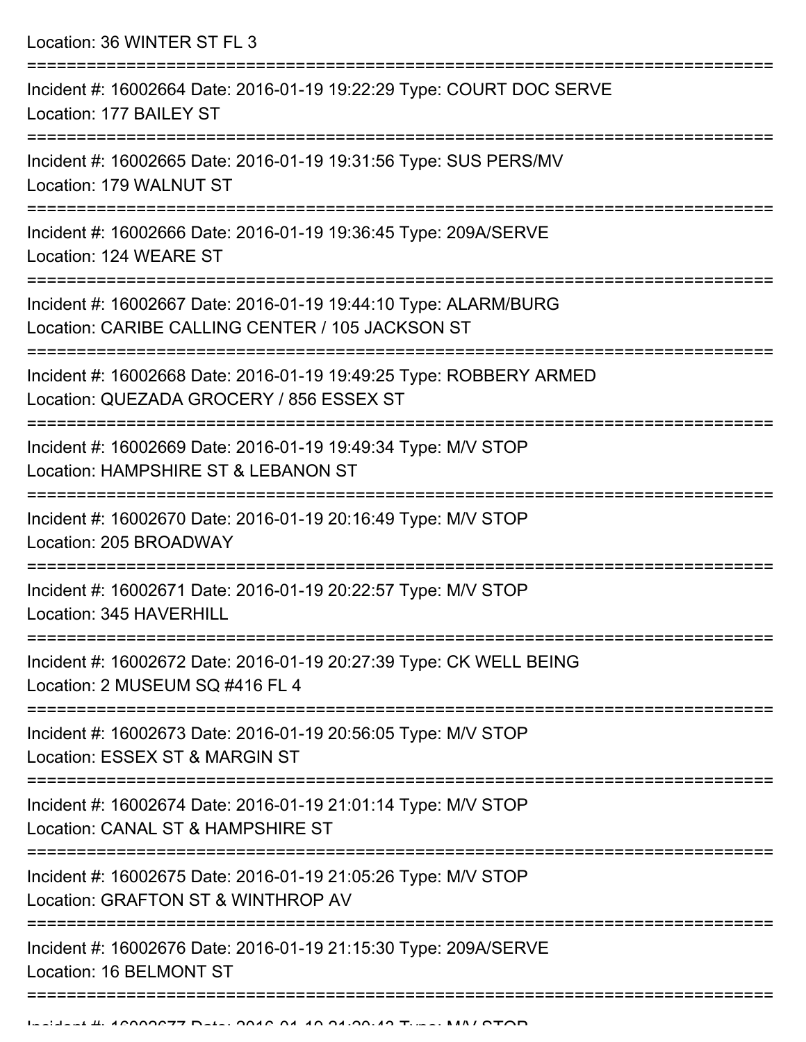Location: 36 WINTER ST FL 3

===========================================================================

Incident #: 16002664 Date: 2016-01-19 19:22:29 Type: COURT DOC SERVE
Location: 177 BAILEY ST

===========================================================================

Incident #: 16002665 Date: 2016-01-19 19:31:56 Type: SUS PERS/MV
Location: 179 WALNUT ST

===========================================================================

Incident #: 16002666 Date: 2016-01-19 19:36:45 Type: 209A/SERVE
Location: 124 WEARE ST

===========================================================================

Incident #: 16002667 Date: 2016-01-19 19:44:10 Type: ALARM/BURG
Location: CARIBE CALLING CENTER / 105 JACKSON ST

===========================================================================

Incident #: 16002668 Date: 2016-01-19 19:49:25 Type: ROBBERY ARMED
Location: QUEZADA GROCERY / 856 ESSEX ST

===========================================================================

Incident #: 16002669 Date: 2016-01-19 19:49:34 Type: M/V STOP
Location: HAMPSHIRE ST & LEBANON ST

===========================================================================

Incident #: 16002670 Date: 2016-01-19 20:16:49 Type: M/V STOP
Location: 205 BROADWAY

===========================================================================

Incident #: 16002671 Date: 2016-01-19 20:22:57 Type: M/V STOP
Location: 345 HAVERHILL

===========================================================================

Incident #: 16002672 Date: 2016-01-19 20:27:39 Type: CK WELL BEING
Location: 2 MUSEUM SQ #416 FL 4

===========================================================================

Incident #: 16002673 Date: 2016-01-19 20:56:05 Type: M/V STOP
Location: ESSEX ST & MARGIN ST

===========================================================================

Incident #: 16002674 Date: 2016-01-19 21:01:14 Type: M/V STOP
Location: CANAL ST & HAMPSHIRE ST

===========================================================================

Incident #: 16002675 Date: 2016-01-19 21:05:26 Type: M/V STOP
Location: GRAFTON ST & WINTHROP AV

===========================================================================

Incident #: 16002676 Date: 2016-01-19 21:15:30 Type: 209A/SERVE
Location: 16 BELMONT ST

===========================================================================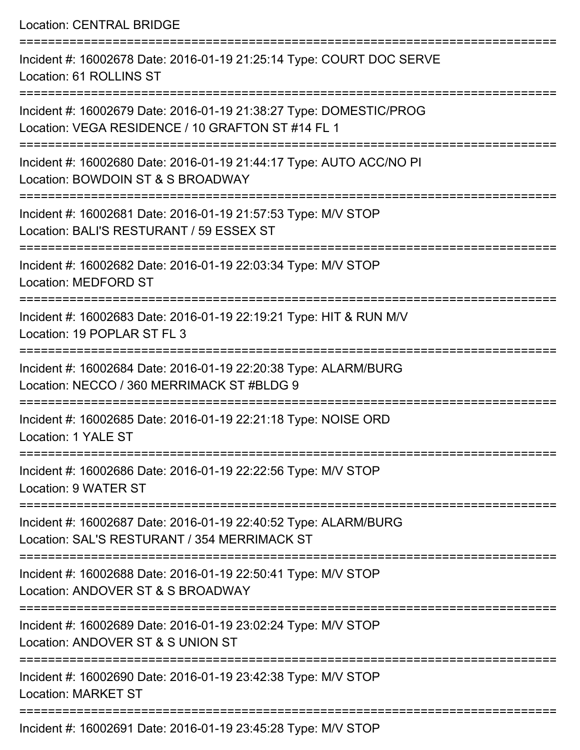Location: CENTRAL BRIDGE

===========================================================================

Incident #: 16002678 Date: 2016-01-19 21:25:14 Type: COURT DOC SERVE
Location: 61 ROLLINS ST

===========================================================================

Incident #: 16002679 Date: 2016-01-19 21:38:27 Type: DOMESTIC/PROG
Location: VEGA RESIDENCE / 10 GRAFTON ST #14 FL 1

===========================================================================

Incident #: 16002680 Date: 2016-01-19 21:44:17 Type: AUTO ACC/NO PI
Location: BOWDOIN ST & S BROADWAY

===========================================================================

Incident #: 16002681 Date: 2016-01-19 21:57:53 Type: M/V STOP
Location: BALI'S RESTURANT / 59 ESSEX ST

===========================================================================

Incident #: 16002682 Date: 2016-01-19 22:03:34 Type: M/V STOP
Location: MEDFORD ST

===========================================================================

Incident #: 16002683 Date: 2016-01-19 22:19:21 Type: HIT & RUN M/V
Location: 19 POPLAR ST FL 3

===========================================================================

Incident #: 16002684 Date: 2016-01-19 22:20:38 Type: ALARM/BURG
Location: NECCO / 360 MERRIMACK ST #BLDG 9

===========================================================================

Incident #: 16002685 Date: 2016-01-19 22:21:18 Type: NOISE ORD
Location: 1 YALE ST

===========================================================================

Incident #: 16002686 Date: 2016-01-19 22:22:56 Type: M/V STOP
Location: 9 WATER ST

===========================================================================

Incident #: 16002687 Date: 2016-01-19 22:40:52 Type: ALARM/BURG
Location: SAL'S RESTURANT / 354 MERRIMACK ST

===========================================================================

Incident #: 16002688 Date: 2016-01-19 22:50:41 Type: M/V STOP
Location: ANDOVER ST & S BROADWAY

===========================================================================

Incident #: 16002689 Date: 2016-01-19 23:02:24 Type: M/V STOP
Location: ANDOVER ST & S UNION ST

===========================================================================

Incident #: 16002690 Date: 2016-01-19 23:42:38 Type: M/V STOP
Location: MARKET ST

===========================================================================

Incident #: 16002691 Date: 2016-01-19 23:45:28 Type: M/V STOP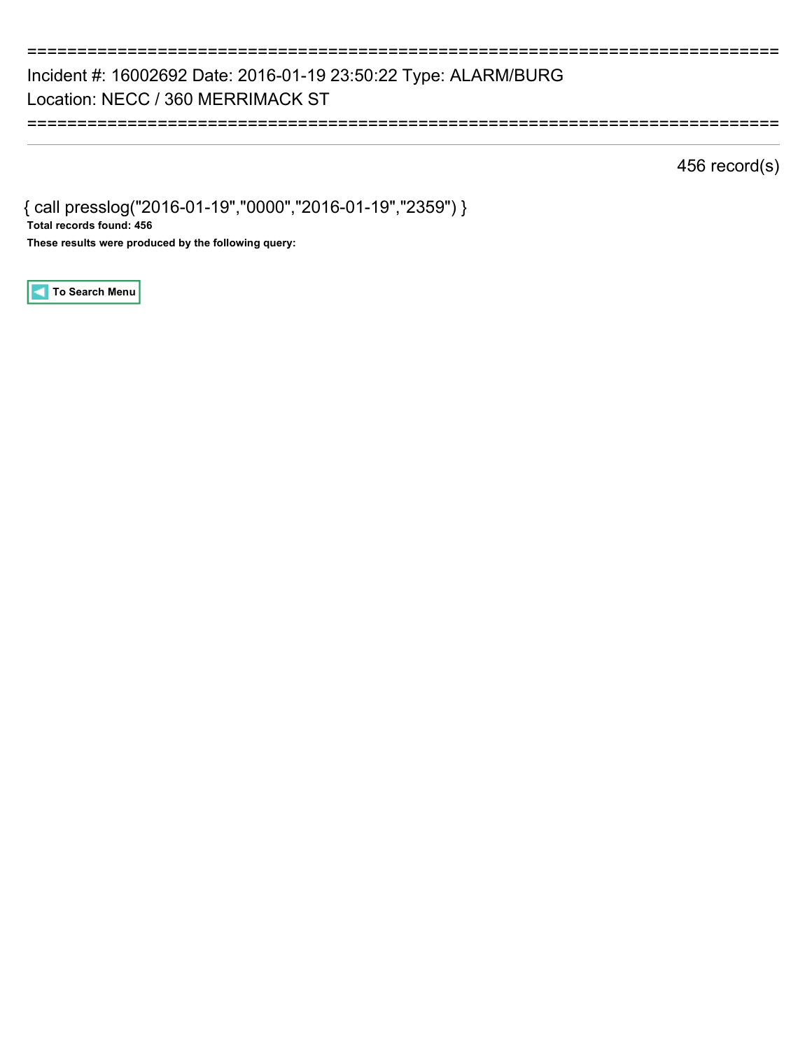===========================================================================

Incident #: 16002692 Date: 2016-01-19 23:50:22 Type: ALARM/BURG
Location: NECC / 360 MERRIMACK ST

===========================================================================

---

456 record(s)

{ call presslog("2016-01-19","0000","2016-01-19","2359") }

**Total records found: 456**

**These results were produced by the following query:**

**To Search Menu**